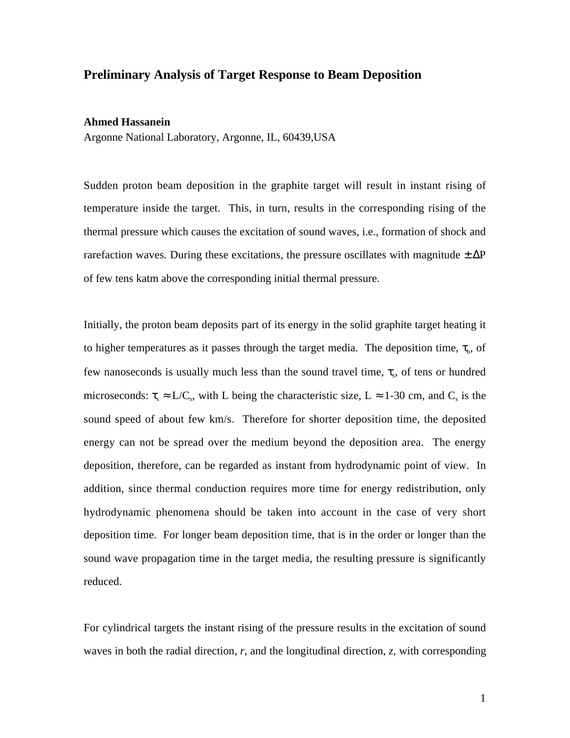# Preliminary Analysis of Target Response to Beam Deposition

**Ahmed Hassanein**

Argonne National Laboratory, Argonne, IL, 60439,USA

Sudden proton beam deposition in the graphite target will result in instant rising of temperature inside the target. This, in turn, results in the corresponding rising of the thermal pressure which causes the excitation of sound waves, i.e., formation of shock and rarefaction waves. During these excitations, the pressure oscillates with magnitude $\pm\Delta P$ of few tens katm above the corresponding initial thermal pressure.

Initially, the proton beam deposits part of its energy in the solid graphite target heating it to higher temperatures as it passes through the target media. The deposition time, $\tau_b$, of few nanoseconds is usually much less than the sound travel time, $\tau_s$, of tens or hundred microseconds: $\tau_s \approx L/C_s$, with L being the characteristic size, L $\approx$ 1-30 cm, and $C_s$ is the sound speed of about few km/s. Therefore for shorter deposition time, the deposited energy can not be spread over the medium beyond the deposition area. The energy deposition, therefore, can be regarded as instant from hydrodynamic point of view. In addition, since thermal conduction requires more time for energy redistribution, only hydrodynamic phenomena should be taken into account in the case of very short deposition time. For longer beam deposition time, that is in the order or longer than the sound wave propagation time in the target media, the resulting pressure is significantly reduced.

For cylindrical targets the instant rising of the pressure results in the excitation of sound waves in both the radial direction, *r*, and the longitudinal direction, *z*, with corresponding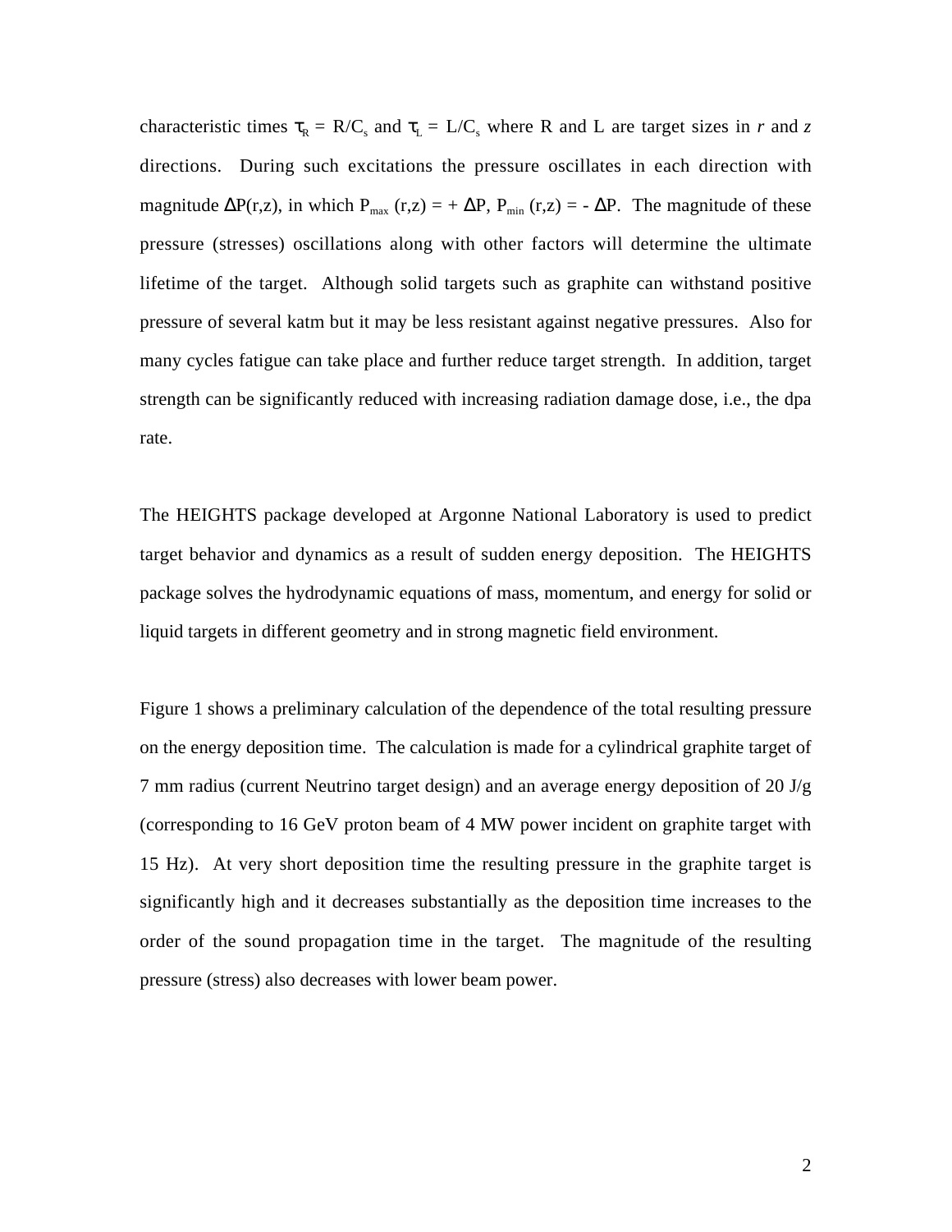characteristic times $\tau_R = R/C_s$ and $\tau_L = L/C_s$ where R and L are target sizes in *r* and *z* directions. During such excitations the pressure oscillates in each direction with magnitude $\Delta P(r,z)$, in which $P_{max}(r,z) = +\Delta P$, $P_{min}(r,z) = -\Delta P$. The magnitude of these pressure (stresses) oscillations along with other factors will determine the ultimate lifetime of the target. Although solid targets such as graphite can withstand positive pressure of several katm but it may be less resistant against negative pressures. Also for many cycles fatigue can take place and further reduce target strength. In addition, target strength can be significantly reduced with increasing radiation damage dose, i.e., the dpa rate.

The HEIGHTS package developed at Argonne National Laboratory is used to predict target behavior and dynamics as a result of sudden energy deposition. The HEIGHTS package solves the hydrodynamic equations of mass, momentum, and energy for solid or liquid targets in different geometry and in strong magnetic field environment.

Figure 1 shows a preliminary calculation of the dependence of the total resulting pressure on the energy deposition time. The calculation is made for a cylindrical graphite target of 7 mm radius (current Neutrino target design) and an average energy deposition of 20 J/g (corresponding to 16 GeV proton beam of 4 MW power incident on graphite target with 15 Hz). At very short deposition time the resulting pressure in the graphite target is significantly high and it decreases substantially as the deposition time increases to the order of the sound propagation time in the target. The magnitude of the resulting pressure (stress) also decreases with lower beam power.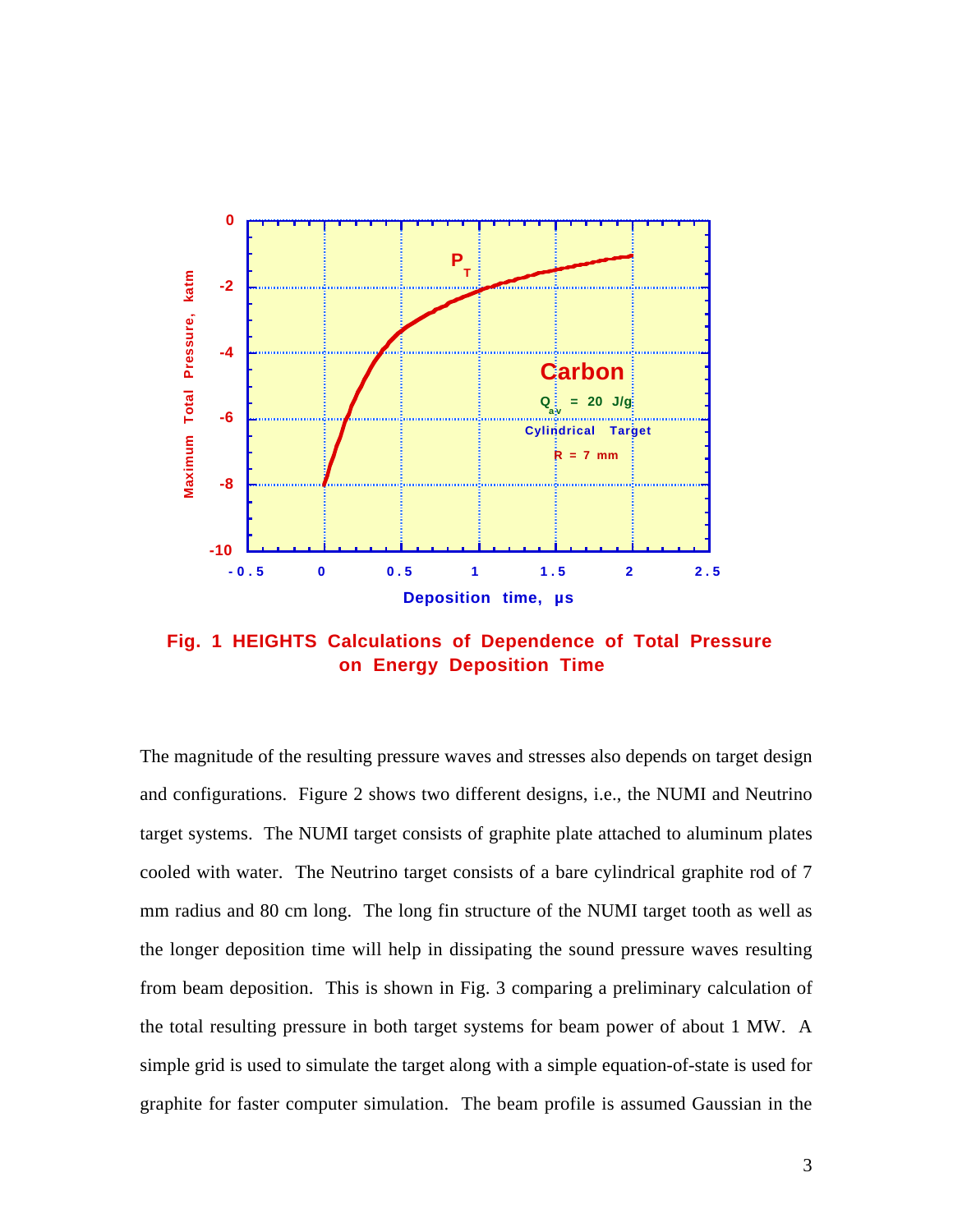Fig. 1 HEIGHTS Calculations of Dependence of Total Pressure on Energy Deposition Time

The magnitude of the resulting pressure waves and stresses also depends on target design and configurations. Figure 2 shows two different designs, i.e., the NUMI and Neutrino target systems. The NUMI target consists of graphite plate attached to aluminum plates cooled with water. The Neutrino target consists of a bare cylindrical graphite rod of 7 mm radius and 80 cm long. The long fin structure of the NUMI target tooth as well as the longer deposition time will help in dissipating the sound pressure waves resulting from beam deposition. This is shown in Fig. 3 comparing a preliminary calculation of the total resulting pressure in both target systems for beam power of about 1 MW. A simple grid is used to simulate the target along with a simple equation-of-state is used for graphite for faster computer simulation. The beam profile is assumed Gaussian in the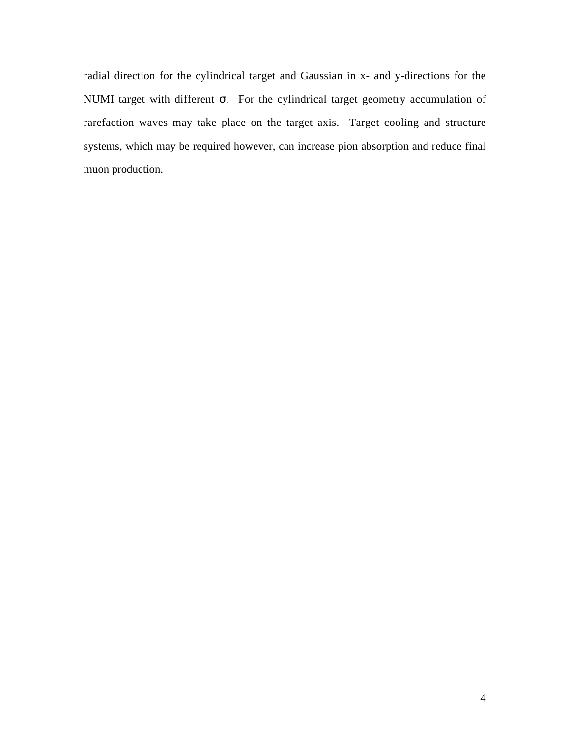radial direction for the cylindrical target and Gaussian in x- and y-directions for the NUMI target with different $\sigma$. For the cylindrical target geometry accumulation of rarefaction waves may take place on the target axis. Target cooling and structure systems, which may be required however, can increase pion absorption and reduce final muon production.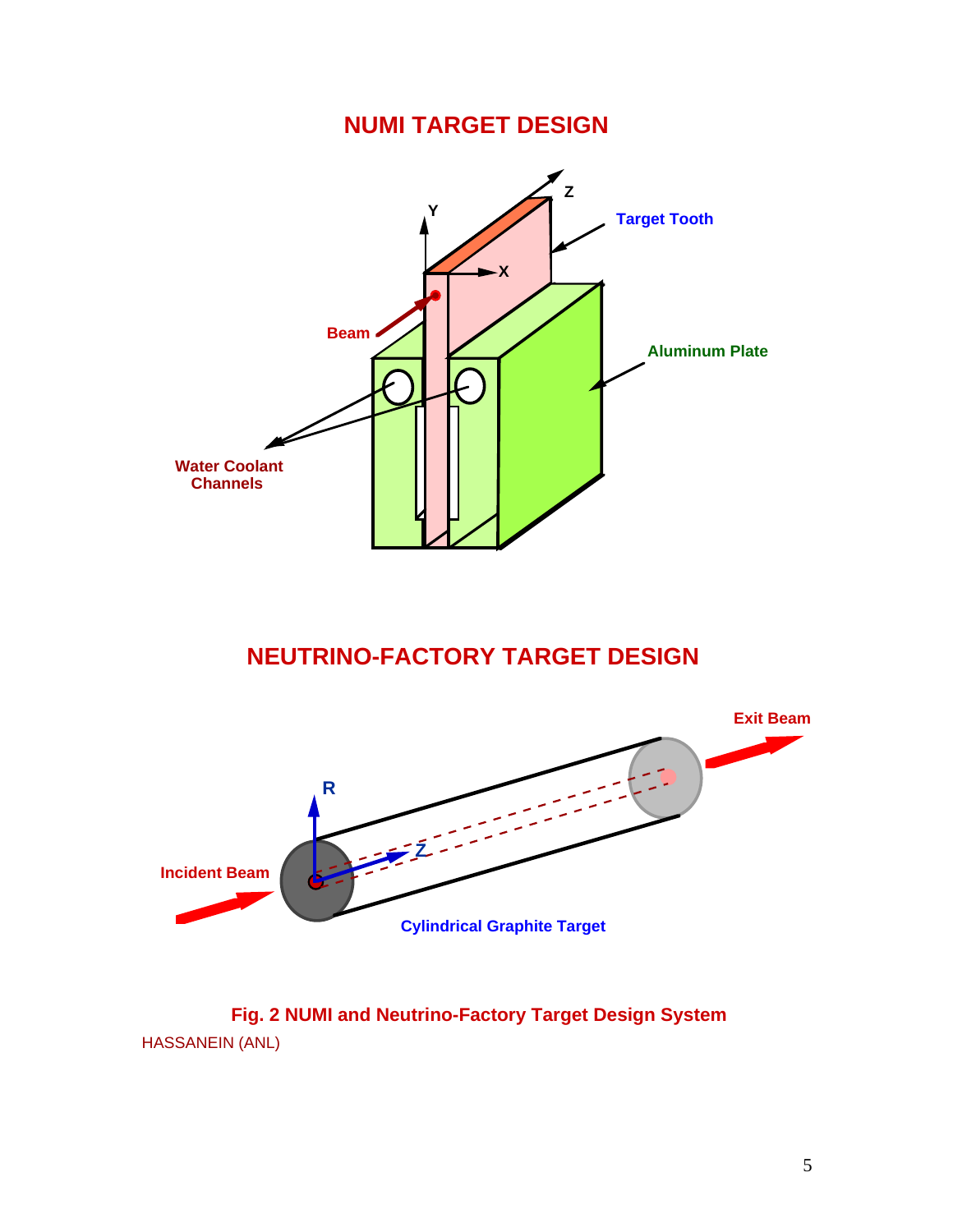## NUMI TARGET DESIGN

## NEUTRINO-FACTORY TARGET DESIGN

**Fig. 2 NUMI and Neutrino-Factory Target Design System**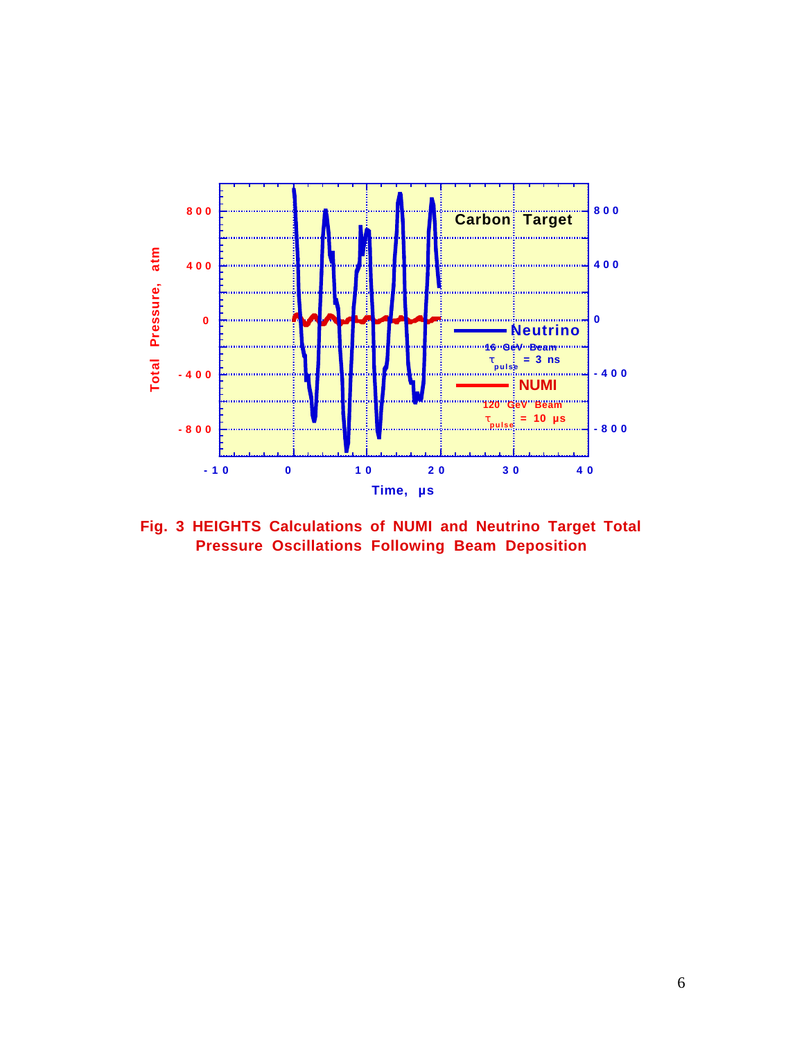Carbon Target

Total Pressure, atm

800
400
0
-400
-800

800
400
0
-400
-800

-10
0
10
20
30
40

Time, μs

Neutrino
16 GeV Beam
$\tau_{pulse}$ = 3 ns

NUMI
120 GeV Beam
$\tau_{pulse}$ = 10 μs

**Fig. 3 HEIGHTS Calculations of NUMI and Neutrino Target Total Pressure Oscillations Following Beam Deposition**